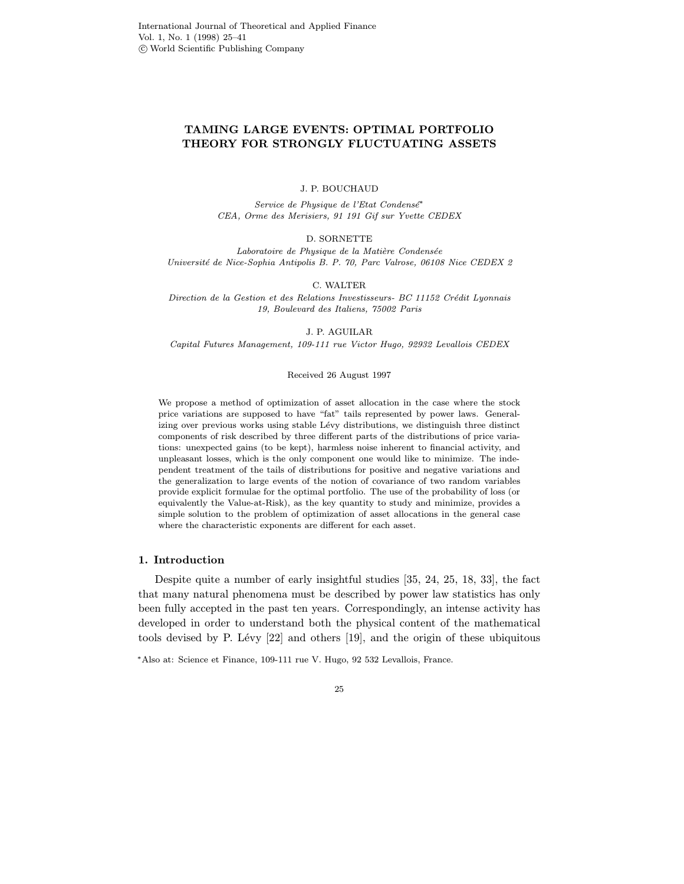# TAMING LARGE EVENTS: OPTIMAL PORTFOLIO THEORY FOR STRONGLY FLUCTUATING ASSETS

J. P. BOUCHAUD

*Service de Physique de l'Etat Condensé*[*]
*CEA, Orme des Merisiers, 91 191 Gif sur Yvette CEDEX*

D. SORNETTE

*Laboratoire de Physique de la Matière Condensée*
*Université de Nice-Sophia Antipolis B. P. 70, Parc Valrose, 06108 Nice CEDEX 2*

C. WALTER

*Direction de la Gestion et des Relations Investisseurs- BC 11152 Crédit Lyonnais*
*19, Boulevard des Italiens, 75002 Paris*

J. P. AGUILAR

*Capital Futures Management, 109-111 rue Victor Hugo, 92932 Levallois CEDEX*

Received 26 August 1997

We propose a method of optimization of asset allocation in the case where the stock price variations are supposed to have "fat" tails represented by power laws. Generalizing over previous works using stable Lévy distributions, we distinguish three distinct components of risk described by three different parts of the distributions of price variations: unexpected gains (to be kept), harmless noise inherent to financial activity, and unpleasant losses, which is the only component one would like to minimize. The independent treatment of the tails of distributions for positive and negative variations and the generalization to large events of the notion of covariance of two random variables provide explicit formulae for the optimal portfolio. The use of the probability of loss (or equivalently the Value-at-Risk), as the key quantity to study and minimize, provides a simple solution to the problem of optimization of asset allocations in the general case where the characteristic exponents are different for each asset.

## 1. Introduction

Despite quite a number of early insightful studies [35, 24, 25, 18, 33], the fact that many natural phenomena must be described by power law statistics has only been fully accepted in the past ten years. Correspondingly, an intense activity has developed in order to understand both the physical content of the mathematical tools devised by P. Lévy [22] and others [19], and the origin of these ubiquitous

[*]Also at: Science et Finance, 109-111 rue V. Hugo, 92 532 Levallois, France.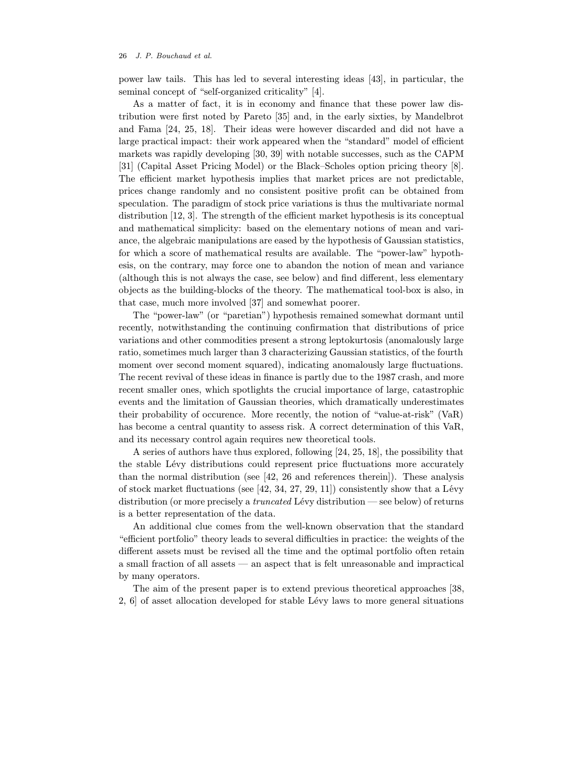power law tails. This has led to several interesting ideas [43], in particular, the seminal concept of "self-organized criticality" [4].

As a matter of fact, it is in economy and finance that these power law distribution were first noted by Pareto [35] and, in the early sixties, by Mandelbrot and Fama [24, 25, 18]. Their ideas were however discarded and did not have a large practical impact: their work appeared when the "standard" model of efficient markets was rapidly developing [30, 39] with notable successes, such as the CAPM [31] (Capital Asset Pricing Model) or the Black–Scholes option pricing theory [8]. The efficient market hypothesis implies that market prices are not predictable, prices change randomly and no consistent positive profit can be obtained from speculation. The paradigm of stock price variations is thus the multivariate normal distribution [12, 3]. The strength of the efficient market hypothesis is its conceptual and mathematical simplicity: based on the elementary notions of mean and variance, the algebraic manipulations are eased by the hypothesis of Gaussian statistics, for which a score of mathematical results are available. The "power-law" hypothesis, on the contrary, may force one to abandon the notion of mean and variance (although this is not always the case, see below) and find different, less elementary objects as the building-blocks of the theory. The mathematical tool-box is also, in that case, much more involved [37] and somewhat poorer.

The "power-law" (or "paretian") hypothesis remained somewhat dormant until recently, notwithstanding the continuing confirmation that distributions of price variations and other commodities present a strong leptokurtosis (anomalously large ratio, sometimes much larger than 3 characterizing Gaussian statistics, of the fourth moment over second moment squared), indicating anomalously large fluctuations. The recent revival of these ideas in finance is partly due to the 1987 crash, and more recent smaller ones, which spotlights the crucial importance of large, catastrophic events and the limitation of Gaussian theories, which dramatically underestimates their probability of occurence. More recently, the notion of "value-at-risk" (VaR) has become a central quantity to assess risk. A correct determination of this VaR, and its necessary control again requires new theoretical tools.

A series of authors have thus explored, following [24, 25, 18], the possibility that the stable Lévy distributions could represent price fluctuations more accurately than the normal distribution (see [42, 26 and references therein]). These analysis of stock market fluctuations (see [42, 34, 27, 29, 11]) consistently show that a Lévy distribution (or more precisely a *truncated* Lévy distribution — see below) of returns is a better representation of the data.

An additional clue comes from the well-known observation that the standard "efficient portfolio" theory leads to several difficulties in practice: the weights of the different assets must be revised all the time and the optimal portfolio often retain a small fraction of all assets — an aspect that is felt unreasonable and impractical by many operators.

The aim of the present paper is to extend previous theoretical approaches [38, 2, 6] of asset allocation developed for stable Lévy laws to more general situations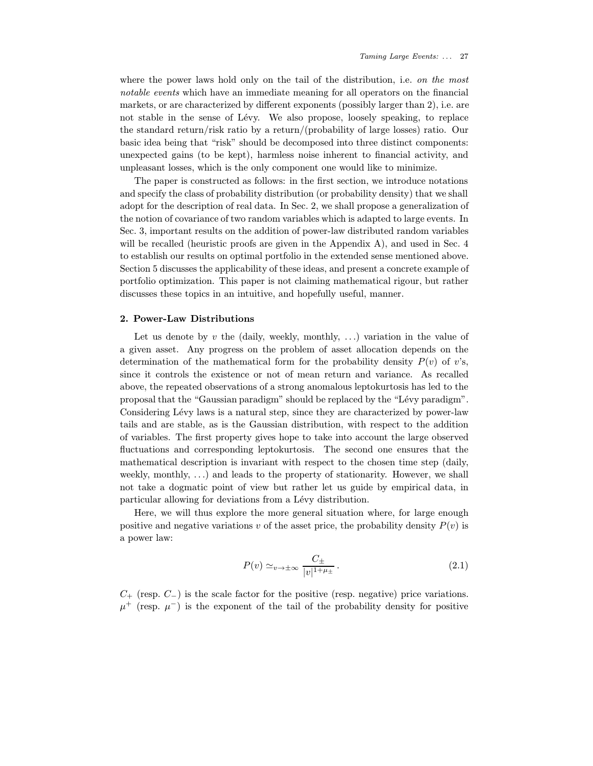where the power laws hold only on the tail of the distribution, i.e. *on the most notable events* which have an immediate meaning for all operators on the financial markets, or are characterized by different exponents (possibly larger than 2), i.e. are not stable in the sense of Lévy. We also propose, loosely speaking, to replace the standard return/risk ratio by a return/(probability of large losses) ratio. Our basic idea being that "risk" should be decomposed into three distinct components: unexpected gains (to be kept), harmless noise inherent to financial activity, and unpleasant losses, which is the only component one would like to minimize.

The paper is constructed as follows: in the first section, we introduce notations and specify the class of probability distribution (or probability density) that we shall adopt for the description of real data. In Sec. 2, we shall propose a generalization of the notion of covariance of two random variables which is adapted to large events. In Sec. 3, important results on the addition of power-law distributed random variables will be recalled (heuristic proofs are given in the Appendix A), and used in Sec. 4 to establish our results on optimal portfolio in the extended sense mentioned above. Section 5 discusses the applicability of these ideas, and present a concrete example of portfolio optimization. This paper is not claiming mathematical rigour, but rather discusses these topics in an intuitive, and hopefully useful, manner.

## 2. Power-Law Distributions

Let us denote by $v$ the (daily, weekly, monthly, ...) variation in the value of a given asset. Any progress on the problem of asset allocation depends on the determination of the mathematical form for the probability density $P(v)$ of $v$'s, since it controls the existence or not of mean return and variance. As recalled above, the repeated observations of a strong anomalous leptokurtosis has led to the proposal that the "Gaussian paradigm" should be replaced by the "Lévy paradigm". Considering Lévy laws is a natural step, since they are characterized by power-law tails and are stable, as is the Gaussian distribution, with respect to the addition of variables. The first property gives hope to take into account the large observed fluctuations and corresponding leptokurtosis. The second one ensures that the mathematical description is invariant with respect to the chosen time step (daily, weekly, monthly, ...) and leads to the property of stationarity. However, we shall not take a dogmatic point of view but rather let us guide by empirical data, in particular allowing for deviations from a Lévy distribution.

Here, we will thus explore the more general situation where, for large enough positive and negative variations $v$ of the asset price, the probability density $P(v)$ is a power law:

$$P(v) \simeq_{v \to \pm\infty} \frac{C_\pm}{|v|^{1+\mu_\pm}} \,. \tag{2.1}$$

$C_+$ (resp. $C_-$) is the scale factor for the positive (resp. negative) price variations. $\mu^+$ (resp. $\mu^-$) is the exponent of the tail of the probability density for positive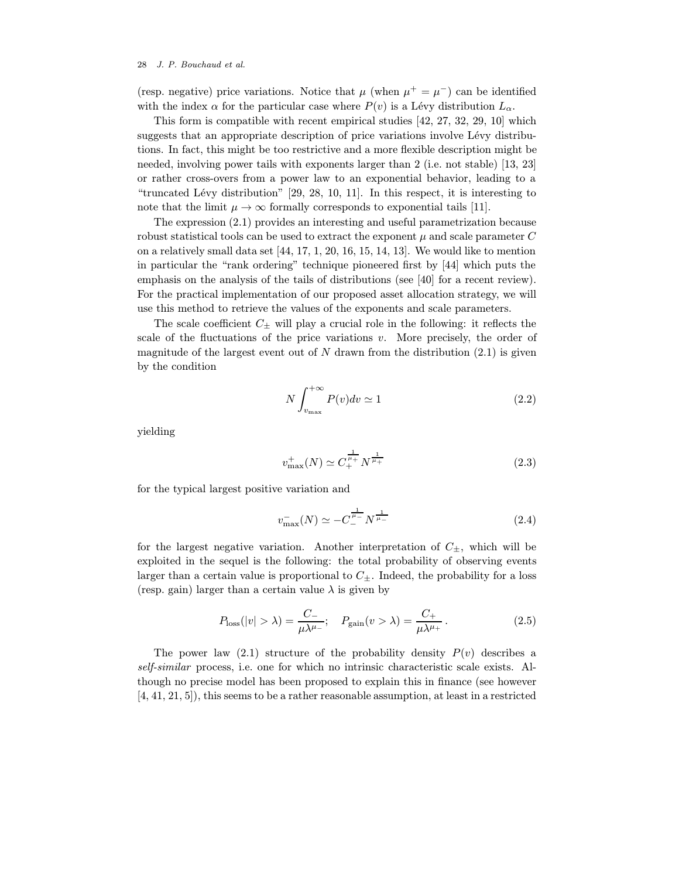(resp. negative) price variations. Notice that $\mu$ (when $\mu^+ = \mu^-$) can be identified with the index $\alpha$ for the particular case where $P(v)$ is a Lévy distribution $L_\alpha$.

This form is compatible with recent empirical studies [42, 27, 32, 29, 10] which suggests that an appropriate description of price variations involve Lévy distributions. In fact, this might be too restrictive and a more flexible description might be needed, involving power tails with exponents larger than 2 (i.e. not stable) [13, 23] or rather cross-overs from a power law to an exponential behavior, leading to a "truncated Lévy distribution" [29, 28, 10, 11]. In this respect, it is interesting to note that the limit $\mu \to \infty$ formally corresponds to exponential tails [11].

The expression (2.1) provides an interesting and useful parametrization because robust statistical tools can be used to extract the exponent $\mu$ and scale parameter $C$ on a relatively small data set [44, 17, 1, 20, 16, 15, 14, 13]. We would like to mention in particular the "rank ordering" technique pioneered first by [44] which puts the emphasis on the analysis of the tails of distributions (see [40] for a recent review). For the practical implementation of our proposed asset allocation strategy, we will use this method to retrieve the values of the exponents and scale parameters.

The scale coefficient $C_\pm$ will play a crucial role in the following: it reflects the scale of the fluctuations of the price variations $v$. More precisely, the order of magnitude of the largest event out of $N$ drawn from the distribution (2.1) is given by the condition

$$N \int_{v_{\max}}^{+\infty} P(v) dv \simeq 1 \tag{2.2}$$

yielding

$$v_{\max}^{+}(N) \simeq C_{+}^{\frac{1}{\mu_+}} N^{\frac{1}{\mu_+}} \tag{2.3}$$

for the typical largest positive variation and

$$v_{\max}^{-}(N) \simeq -C_{-}^{\frac{1}{\mu_-}} N^{\frac{1}{\mu_-}} \tag{2.4}$$

for the largest negative variation. Another interpretation of $C_\pm$, which will be exploited in the sequel is the following: the total probability of observing events larger than a certain value is proportional to $C_\pm$. Indeed, the probability for a loss (resp. gain) larger than a certain value $\lambda$ is given by

$$P_{\text{loss}}(|v| > \lambda) = \frac{C_-}{\mu \lambda^{\mu_-}}; \quad P_{\text{gain}}(v > \lambda) = \frac{C_+}{\mu \lambda^{\mu_+}} \,. \tag{2.5}$$

The power law (2.1) structure of the probability density $P(v)$ describes a *self-similar* process, i.e. one for which no intrinsic characteristic scale exists. Although no precise model has been proposed to explain this in finance (see however [4, 41, 21, 5]), this seems to be a rather reasonable assumption, at least in a restricted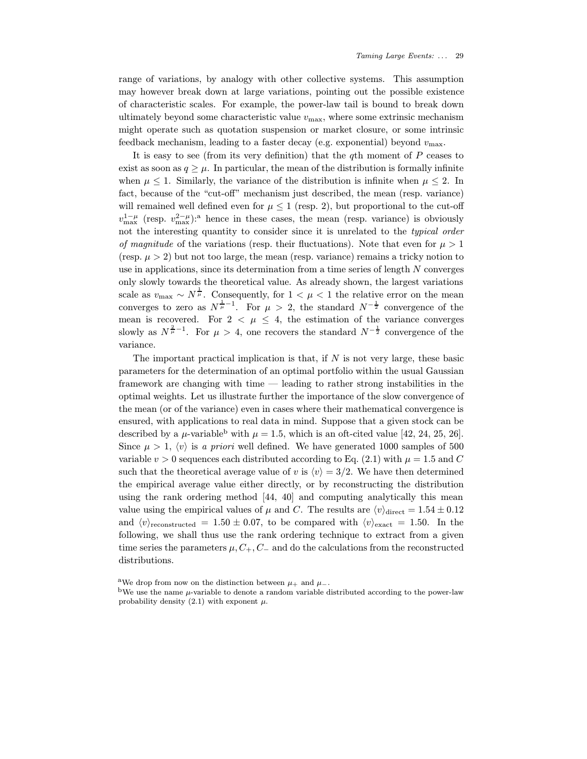range of variations, by analogy with other collective systems. This assumption may however break down at large variations, pointing out the possible existence of characteristic scales. For example, the power-law tail is bound to break down ultimately beyond some characteristic value $v_{\max}$, where some extrinsic mechanism might operate such as quotation suspension or market closure, or some intrinsic feedback mechanism, leading to a faster decay (e.g. exponential) beyond $v_{\max}$.

It is easy to see (from its very definition) that the $q$th moment of $P$ ceases to exist as soon as $q \geq \mu$. In particular, the mean of the distribution is formally infinite when $\mu \leq 1$. Similarly, the variance of the distribution is infinite when $\mu \leq 2$. In fact, because of the "cut-off" mechanism just described, the mean (resp. variance) will remained well defined even for $\mu \leq 1$ (resp. 2), but proportional to the cut-off $v_{\max}^{1-\mu}$ (resp. $v_{\max}^{2-\mu}$):[a] hence in these cases, the mean (resp. variance) is obviously not the interesting quantity to consider since it is unrelated to the *typical order of magnitude* of the variations (resp. their fluctuations). Note that even for $\mu > 1$ (resp. $\mu > 2$) but not too large, the mean (resp. variance) remains a tricky notion to use in applications, since its determination from a time series of length $N$ converges only slowly towards the theoretical value. As already shown, the largest variations scale as $v_{\max} \sim N^{\frac{1}{\mu}}$. Consequently, for $1 < \mu < 1$ the relative error on the mean converges to zero as $N^{\frac{1}{\mu}-1}$. For $\mu > 2$, the standard $N^{-\frac{1}{2}}$ convergence of the mean is recovered. For $2 < \mu \leq 4$, the estimation of the variance converges slowly as $N^{\frac{2}{\mu}-1}$. For $\mu > 4$, one recovers the standard $N^{-\frac{1}{2}}$ convergence of the variance.

The important practical implication is that, if $N$ is not very large, these basic parameters for the determination of an optimal portfolio within the usual Gaussian framework are changing with time — leading to rather strong instabilities in the optimal weights. Let us illustrate further the importance of the slow convergence of the mean (or of the variance) even in cases where their mathematical convergence is ensured, with applications to real data in mind. Suppose that a given stock can be described by a $\mu$-variable[b] with $\mu = 1.5$, which is an oft-cited value [42, 24, 25, 26]. Since $\mu > 1$, $\langle v \rangle$ is *a priori* well defined. We have generated 1000 samples of 500 variable $v > 0$ sequences each distributed according to Eq. (2.1) with $\mu = 1.5$ and $C$ such that the theoretical average value of $v$ is $\langle v \rangle = 3/2$. We have then determined the empirical average value either directly, or by reconstructing the distribution using the rank ordering method [44, 40] and computing analytically this mean value using the empirical values of $\mu$ and $C$. The results are $\langle v \rangle_{\text{direct}} = 1.54 \pm 0.12$ and $\langle v \rangle_{\text{reconstructed}} = 1.50 \pm 0.07$, to be compared with $\langle v \rangle_{\text{exact}} = 1.50$. In the following, we shall thus use the rank ordering technique to extract from a given time series the parameters $\mu, C_+, C_-$ and do the calculations from the reconstructed distributions.

[a] We drop from now on the distinction between $\mu_+$ and $\mu_-$.

[b] We use the name $\mu$-variable to denote a random variable distributed according to the power-law probability density (2.1) with exponent $\mu$.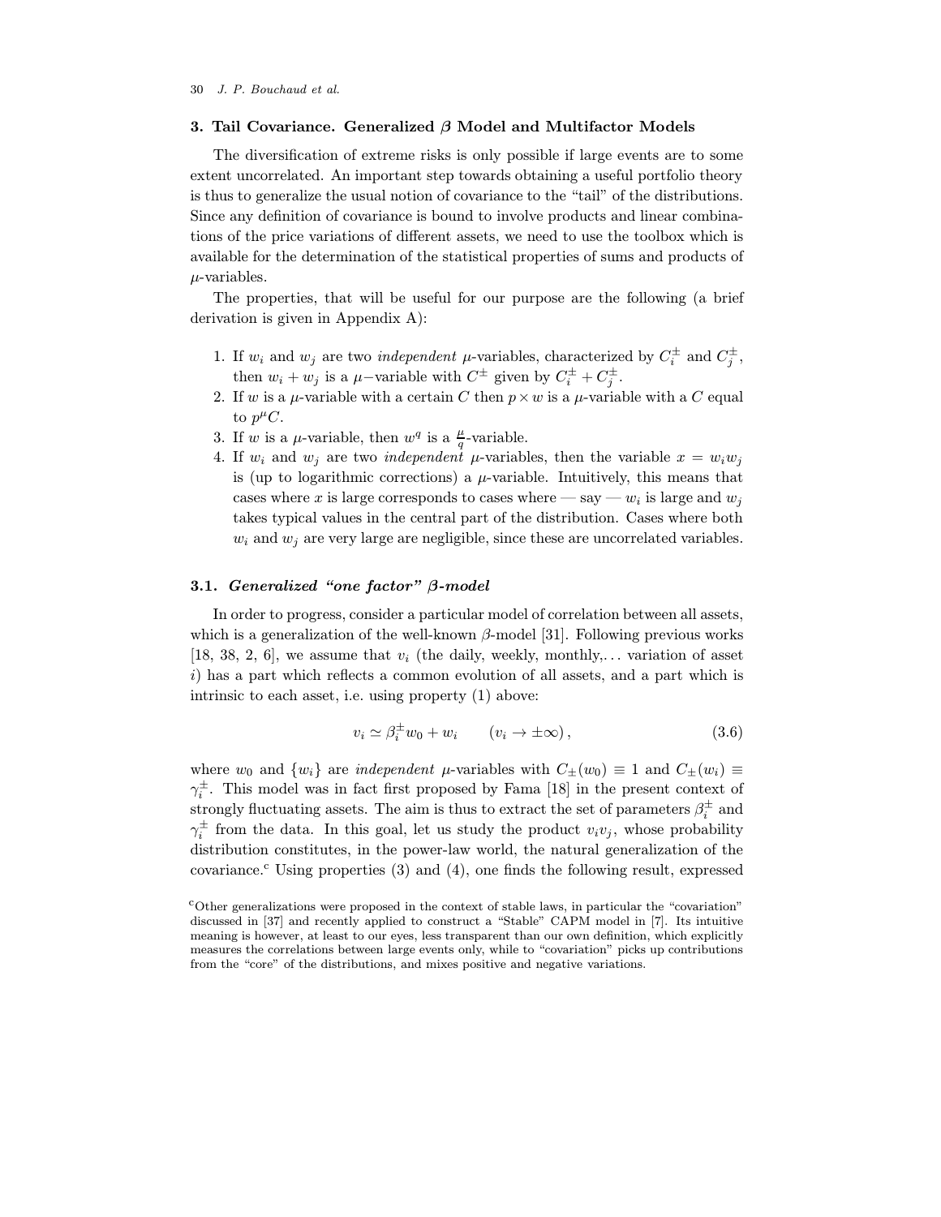## 3. Tail Covariance. Generalized $\beta$ Model and Multifactor Models

The diversification of extreme risks is only possible if large events are to some extent uncorrelated. An important step towards obtaining a useful portfolio theory is thus to generalize the usual notion of covariance to the "tail" of the distributions. Since any definition of covariance is bound to involve products and linear combinations of the price variations of different assets, we need to use the toolbox which is available for the determination of the statistical properties of sums and products of $\mu$-variables.

The properties, that will be useful for our purpose are the following (a brief derivation is given in Appendix A):

1. If $w_i$ and $w_j$ are two *independent* $\mu$-variables, characterized by $C_i^{\pm}$ and $C_j^{\pm}$, then $w_i + w_j$ is a $\mu-$variable with $C^{\pm}$ given by $C_i^{\pm} + C_j^{\pm}$.
2. If $w$ is a $\mu$-variable with a certain $C$ then $p \times w$ is a $\mu$-variable with a $C$ equal to $p^{\mu}C$.
3. If $w$ is a $\mu$-variable, then $w^q$ is a $\frac{\mu}{q}$-variable.
4. If $w_i$ and $w_j$ are two *independent* $\mu$-variables, then the variable $x = w_i w_j$ is (up to logarithmic corrections) a $\mu$-variable. Intuitively, this means that cases where $x$ is large corresponds to cases where — say — $w_i$ is large and $w_j$ takes typical values in the central part of the distribution. Cases where both $w_i$ and $w_j$ are very large are negligible, since these are uncorrelated variables.

### 3.1. *Generalized "one factor" $\beta$-model*

In order to progress, consider a particular model of correlation between all assets, which is a generalization of the well-known $\beta$-model [31]. Following previous works [18, 38, 2, 6], we assume that $v_i$ (the daily, weekly, monthly,... variation of asset $i$) has a part which reflects a common evolution of all assets, and a part which is intrinsic to each asset, i.e. using property (1) above:

$$v_i \simeq \beta_i^{\pm} w_0 + w_i \qquad (v_i \to \pm\infty)\,, \tag{3.6}$$

where $w_0$ and $\{w_i\}$ are *independent* $\mu$-variables with $C_{\pm}(w_0) \equiv 1$ and $C_{\pm}(w_i) \equiv \gamma_i^{\pm}$. This model was in fact first proposed by Fama [18] in the present context of strongly fluctuating assets. The aim is thus to extract the set of parameters $\beta_i^{\pm}$ and $\gamma_i^{\pm}$ from the data. In this goal, let us study the product $v_i v_j$, whose probability distribution constitutes, in the power-law world, the natural generalization of the covariance.[c] Using properties (3) and (4), one finds the following result, expressed

[c] Other generalizations were proposed in the context of stable laws, in particular the "covariation" discussed in [37] and recently applied to construct a "Stable" CAPM model in [7]. Its intuitive meaning is however, at least to our eyes, less transparent than our own definition, which explicitly measures the correlations between large events only, while to "covariation" picks up contributions from the "core" of the distributions, and mixes positive and negative variations.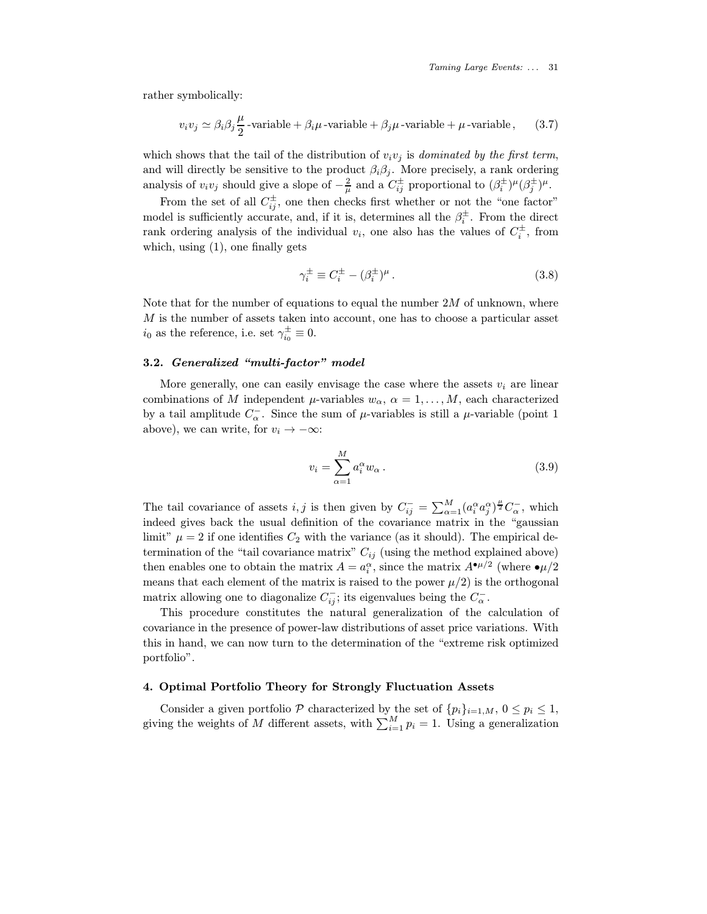rather symbolically:

$$v_i v_j \simeq \beta_i \beta_j \frac{\mu}{2}\text{-variable} + \beta_i \mu\text{-variable} + \beta_j \mu\text{-variable} + \mu\text{-variable}\,, \tag{3.7}$$

which shows that the tail of the distribution of $v_i v_j$ is *dominated by the first term*, and will directly be sensitive to the product $\beta_i \beta_j$. More precisely, a rank ordering analysis of $v_i v_j$ should give a slope of $-\frac{2}{\mu}$ and a $C_{ij}^{\pm}$ proportional to $(\beta_i^{\pm})^{\mu}(\beta_j^{\pm})^{\mu}$.

From the set of all $C_{ij}^{\pm}$, one then checks first whether or not the "one factor" model is sufficiently accurate, and, if it is, determines all the $\beta_i^{\pm}$. From the direct rank ordering analysis of the individual $v_i$, one also has the values of $C_i^{\pm}$, from which, using (1), one finally gets

$$\gamma_i^{\pm} \equiv C_i^{\pm} - (\beta_i^{\pm})^{\mu}\,. \tag{3.8}$$

Note that for the number of equations to equal the number $2M$ of unknown, where $M$ is the number of assets taken into account, one has to choose a particular asset $i_0$ as the reference, i.e. set $\gamma_{i_0}^{\pm} \equiv 0$.

### 3.2. *Generalized "multi-factor" model*

More generally, one can easily envisage the case where the assets $v_i$ are linear combinations of $M$ independent $\mu$-variables $w_\alpha$, $\alpha = 1, \ldots, M$, each characterized by a tail amplitude $C_\alpha^-$. Since the sum of $\mu$-variables is still a $\mu$-variable (point 1 above), we can write, for $v_i \to -\infty$:

$$v_i = \sum_{\alpha=1}^{M} a_i^\alpha w_\alpha\,. \tag{3.9}$$

The tail covariance of assets $i, j$ is then given by $C_{ij}^- = \sum_{\alpha=1}^{M} (a_i^\alpha a_j^\alpha)^{\frac{\mu}{2}} C_\alpha^-$, which indeed gives back the usual definition of the covariance matrix in the "gaussian limit" $\mu = 2$ if one identifies $C_2$ with the variance (as it should). The empirical determination of the "tail covariance matrix" $C_{ij}$ (using the method explained above) then enables one to obtain the matrix $A = a_i^\alpha$, since the matrix $A^{\bullet\mu/2}$ (where $\bullet\mu/2$ means that each element of the matrix is raised to the power $\mu/2$) is the orthogonal matrix allowing one to diagonalize $C_{ij}^-$; its eigenvalues being the $C_\alpha^-$.

This procedure constitutes the natural generalization of the calculation of covariance in the presence of power-law distributions of asset price variations. With this in hand, we can now turn to the determination of the "extreme risk optimized portfolio".

## 4. Optimal Portfolio Theory for Strongly Fluctuation Assets

Consider a given portfolio $\mathcal{P}$ characterized by the set of $\{p_i\}_{i=1,M}$, $0 \le p_i \le 1$, giving the weights of $M$ different assets, with $\sum_{i=1}^{M} p_i = 1$. Using a generalization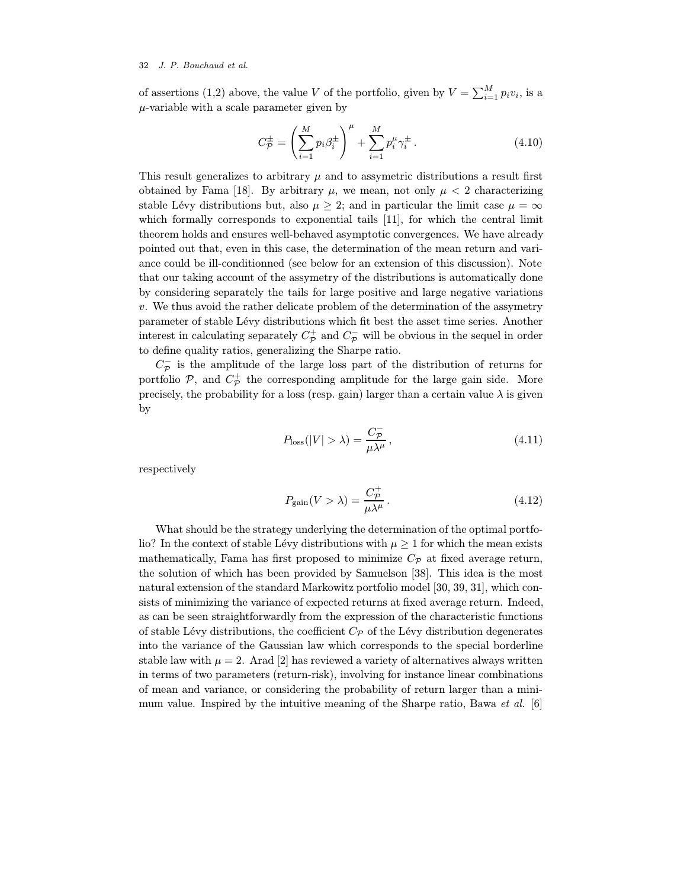of assertions (1,2) above, the value $V$ of the portfolio, given by $V = \sum_{i=1}^{M} p_i v_i$, is a $\mu$-variable with a scale parameter given by

$$C_{\mathcal{P}}^{\pm} = \left( \sum_{i=1}^{M} p_i \beta_i^{\pm} \right)^{\mu} + \sum_{i=1}^{M} p_i^{\mu} \gamma_i^{\pm} \,. \tag{4.10}$$

This result generalizes to arbitrary $\mu$ and to assymetric distributions a result first obtained by Fama [18]. By arbitrary $\mu$, we mean, not only $\mu < 2$ characterizing stable Lévy distributions but, also $\mu \geq 2$; and in particular the limit case $\mu = \infty$ which formally corresponds to exponential tails [11], for which the central limit theorem holds and ensures well-behaved asymptotic convergences. We have already pointed out that, even in this case, the determination of the mean return and variance could be ill-conditionned (see below for an extension of this discussion). Note that our taking account of the assymetry of the distributions is automatically done by considering separately the tails for large positive and large negative variations $v$. We thus avoid the rather delicate problem of the determination of the assymetry parameter of stable Lévy distributions which fit best the asset time series. Another interest in calculating separately $C_{\mathcal{P}}^{+}$ and $C_{\mathcal{P}}^{-}$ will be obvious in the sequel in order to define quality ratios, generalizing the Sharpe ratio.

$C_{\mathcal{P}}^{-}$ is the amplitude of the large loss part of the distribution of returns for portfolio $\mathcal{P}$, and $C_{\mathcal{P}}^{+}$ the corresponding amplitude for the large gain side. More precisely, the probability for a loss (resp. gain) larger than a certain value $\lambda$ is given by

$$P_{\text{loss}}(|V| > \lambda) = \frac{C_{\mathcal{P}}^{-}}{\mu \lambda^{\mu}} \,, \tag{4.11}$$

respectively

$$P_{\text{gain}}(V > \lambda) = \frac{C_{\mathcal{P}}^{+}}{\mu \lambda^{\mu}} \,. \tag{4.12}$$

What should be the strategy underlying the determination of the optimal portfolio? In the context of stable Lévy distributions with $\mu \geq 1$ for which the mean exists mathematically, Fama has first proposed to minimize $C_{\mathcal{P}}$ at fixed average return, the solution of which has been provided by Samuelson [38]. This idea is the most natural extension of the standard Markowitz portfolio model [30, 39, 31], which consists of minimizing the variance of expected returns at fixed average return. Indeed, as can be seen straightforwardly from the expression of the characteristic functions of stable Lévy distributions, the coefficient $C_{\mathcal{P}}$ of the Lévy distribution degenerates into the variance of the Gaussian law which corresponds to the special borderline stable law with $\mu = 2$. Arad [2] has reviewed a variety of alternatives always written in terms of two parameters (return-risk), involving for instance linear combinations of mean and variance, or considering the probability of return larger than a minimum value. Inspired by the intuitive meaning of the Sharpe ratio, Bawa *et al.* [6]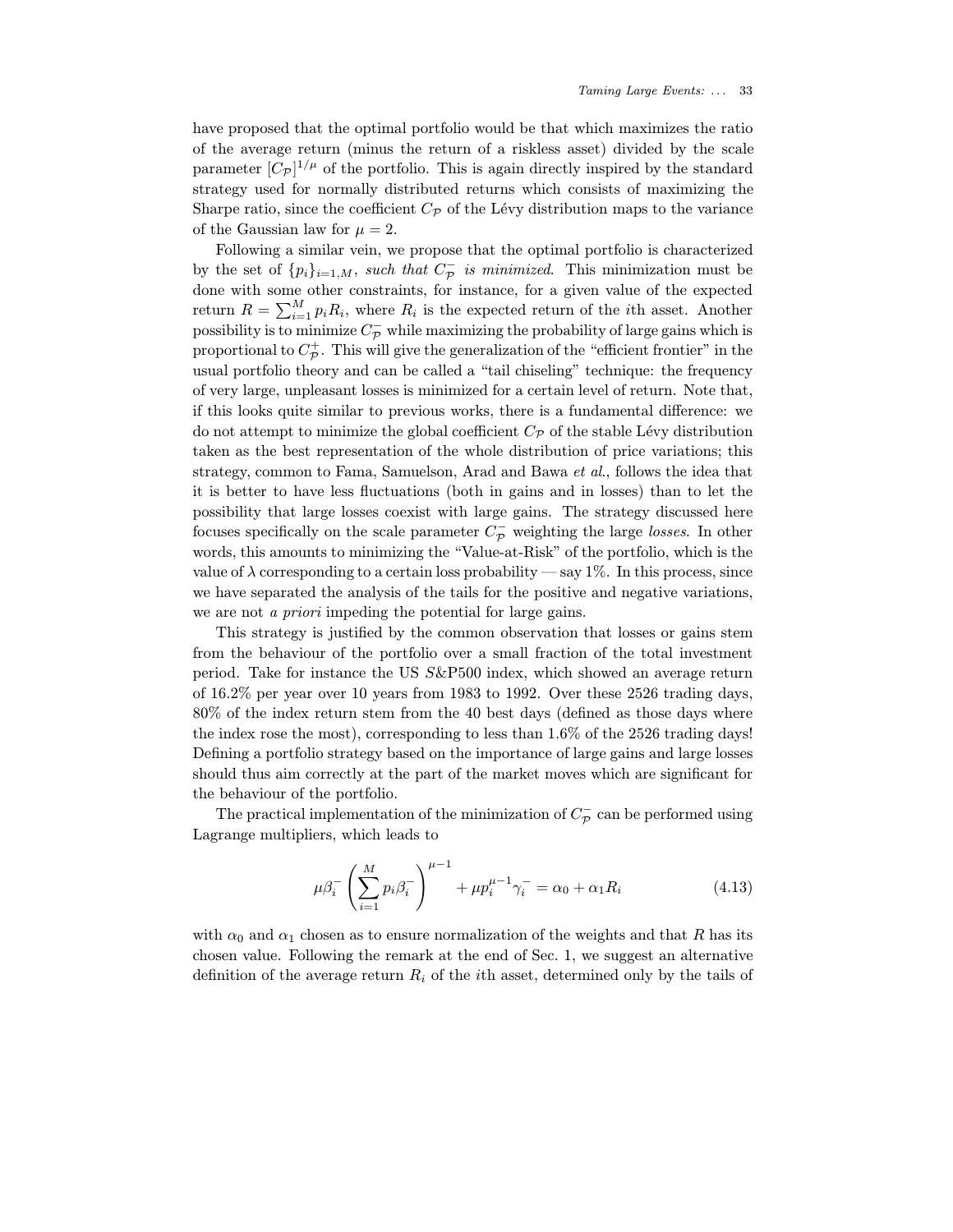have proposed that the optimal portfolio would be that which maximizes the ratio of the average return (minus the return of a riskless asset) divided by the scale parameter $[C_{\mathcal{P}}]^{1/\mu}$ of the portfolio. This is again directly inspired by the standard strategy used for normally distributed returns which consists of maximizing the Sharpe ratio, since the coefficient $C_{\mathcal{P}}$ of the Lévy distribution maps to the variance of the Gaussian law for $\mu = 2$.

Following a similar vein, we propose that the optimal portfolio is characterized by the set of $\{p_i\}_{i=1,M}$, *such that* $C_{\mathcal{P}}^{-}$ *is minimized*. This minimization must be done with some other constraints, for instance, for a given value of the expected return $R = \sum_{i=1}^{M} p_i R_i$, where $R_i$ is the expected return of the $i$th asset. Another possibility is to minimize $C_{\mathcal{P}}^{-}$ while maximizing the probability of large gains which is proportional to $C_{\mathcal{P}}^{+}$. This will give the generalization of the "efficient frontier" in the usual portfolio theory and can be called a "tail chiseling" technique: the frequency of very large, unpleasant losses is minimized for a certain level of return. Note that, if this looks quite similar to previous works, there is a fundamental difference: we do not attempt to minimize the global coefficient $C_{\mathcal{P}}$ of the stable Lévy distribution taken as the best representation of the whole distribution of price variations; this strategy, common to Fama, Samuelson, Arad and Bawa *et al.*, follows the idea that it is better to have less fluctuations (both in gains and in losses) than to let the possibility that large losses coexist with large gains. The strategy discussed here focuses specifically on the scale parameter $C_{\mathcal{P}}^{-}$ weighting the large *losses*. In other words, this amounts to minimizing the "Value-at-Risk" of the portfolio, which is the value of $\lambda$ corresponding to a certain loss probability — say 1%. In this process, since we have separated the analysis of the tails for the positive and negative variations, we are not *a priori* impeding the potential for large gains.

This strategy is justified by the common observation that losses or gains stem from the behaviour of the portfolio over a small fraction of the total investment period. Take for instance the US $S$&P500 index, which showed an average return of 16.2% per year over 10 years from 1983 to 1992. Over these 2526 trading days, 80% of the index return stem from the 40 best days (defined as those days where the index rose the most), corresponding to less than 1.6% of the 2526 trading days! Defining a portfolio strategy based on the importance of large gains and large losses should thus aim correctly at the part of the market moves which are significant for the behaviour of the portfolio.

The practical implementation of the minimization of $C_{\mathcal{P}}^{-}$ can be performed using Lagrange multipliers, which leads to

$$\mu \beta_i^{-} \left( \sum_{i=1}^{M} p_i \beta_i^{-} \right)^{\mu-1} + \mu p_i^{\mu-1} \gamma_i^{-} = \alpha_0 + \alpha_1 R_i \tag{4.13}$$

with $\alpha_0$ and $\alpha_1$ chosen as to ensure normalization of the weights and that $R$ has its chosen value. Following the remark at the end of Sec. 1, we suggest an alternative definition of the average return $R_i$ of the $i$th asset, determined only by the tails of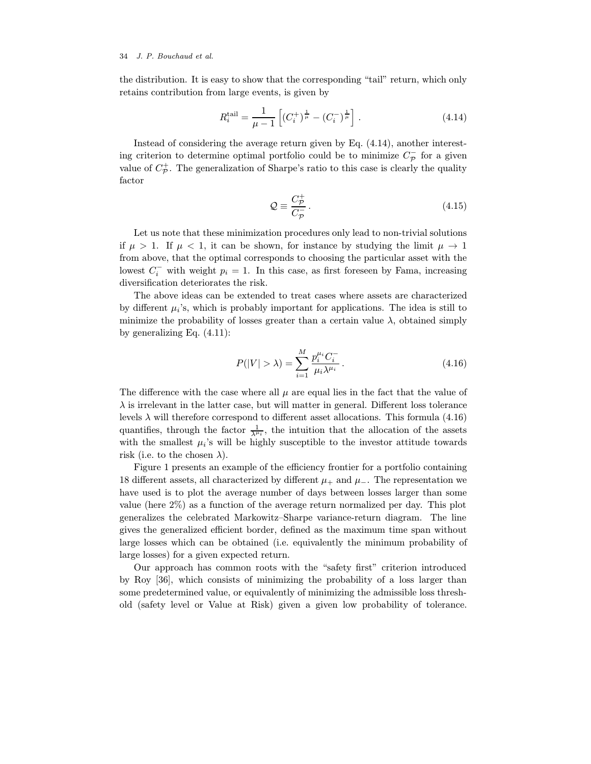the distribution. It is easy to show that the corresponding "tail" return, which only retains contribution from large events, is given by

$$R_i^{\text{tail}} = \frac{1}{\mu - 1}\left[(C_i^+)^{\frac{1}{\mu}} - (C_i^-)^{\frac{1}{\mu}}\right] . \tag{4.14}$$

Instead of considering the average return given by Eq. (4.14), another interesting criterion to determine optimal portfolio could be to minimize $C_{\mathcal{P}}^-$ for a given value of $C_{\mathcal{P}}^+$. The generalization of Sharpe's ratio to this case is clearly the quality factor

$$\mathcal{Q} \equiv \frac{C_{\mathcal{P}}^+}{C_{\mathcal{P}}^-} . \tag{4.15}$$

Let us note that these minimization procedures only lead to non-trivial solutions if $\mu > 1$. If $\mu < 1$, it can be shown, for instance by studying the limit $\mu \to 1$ from above, that the optimal corresponds to choosing the particular asset with the lowest $C_i^-$ with weight $p_i = 1$. In this case, as first foreseen by Fama, increasing diversification deteriorates the risk.

The above ideas can be extended to treat cases where assets are characterized by different $\mu_i$'s, which is probably important for applications. The idea is still to minimize the probability of losses greater than a certain value $\lambda$, obtained simply by generalizing Eq. (4.11):

$$P(|V| > \lambda) = \sum_{i=1}^{M} \frac{p_i^{\mu_i} C_i^-}{\mu_i \lambda^{\mu_i}} . \tag{4.16}$$

The difference with the case where all $\mu$ are equal lies in the fact that the value of $\lambda$ is irrelevant in the latter case, but will matter in general. Different loss tolerance levels $\lambda$ will therefore correspond to different asset allocations. This formula (4.16) quantifies, through the factor $\frac{1}{\lambda^{\mu_i}}$, the intuition that the allocation of the assets with the smallest $\mu_i$'s will be highly susceptible to the investor attitude towards risk (i.e. to the chosen $\lambda$).

Figure 1 presents an example of the efficiency frontier for a portfolio containing 18 different assets, all characterized by different $\mu_+$ and $\mu_-$. The representation we have used is to plot the average number of days between losses larger than some value (here 2%) as a function of the average return normalized per day. This plot generalizes the celebrated Markowitz–Sharpe variance-return diagram. The line gives the generalized efficient border, defined as the maximum time span without large losses which can be obtained (i.e. equivalently the minimum probability of large losses) for a given expected return.

Our approach has common roots with the "safety first" criterion introduced by Roy [36], which consists of minimizing the probability of a loss larger than some predetermined value, or equivalently of minimizing the admissible loss threshold (safety level or Value at Risk) given a given low probability of tolerance.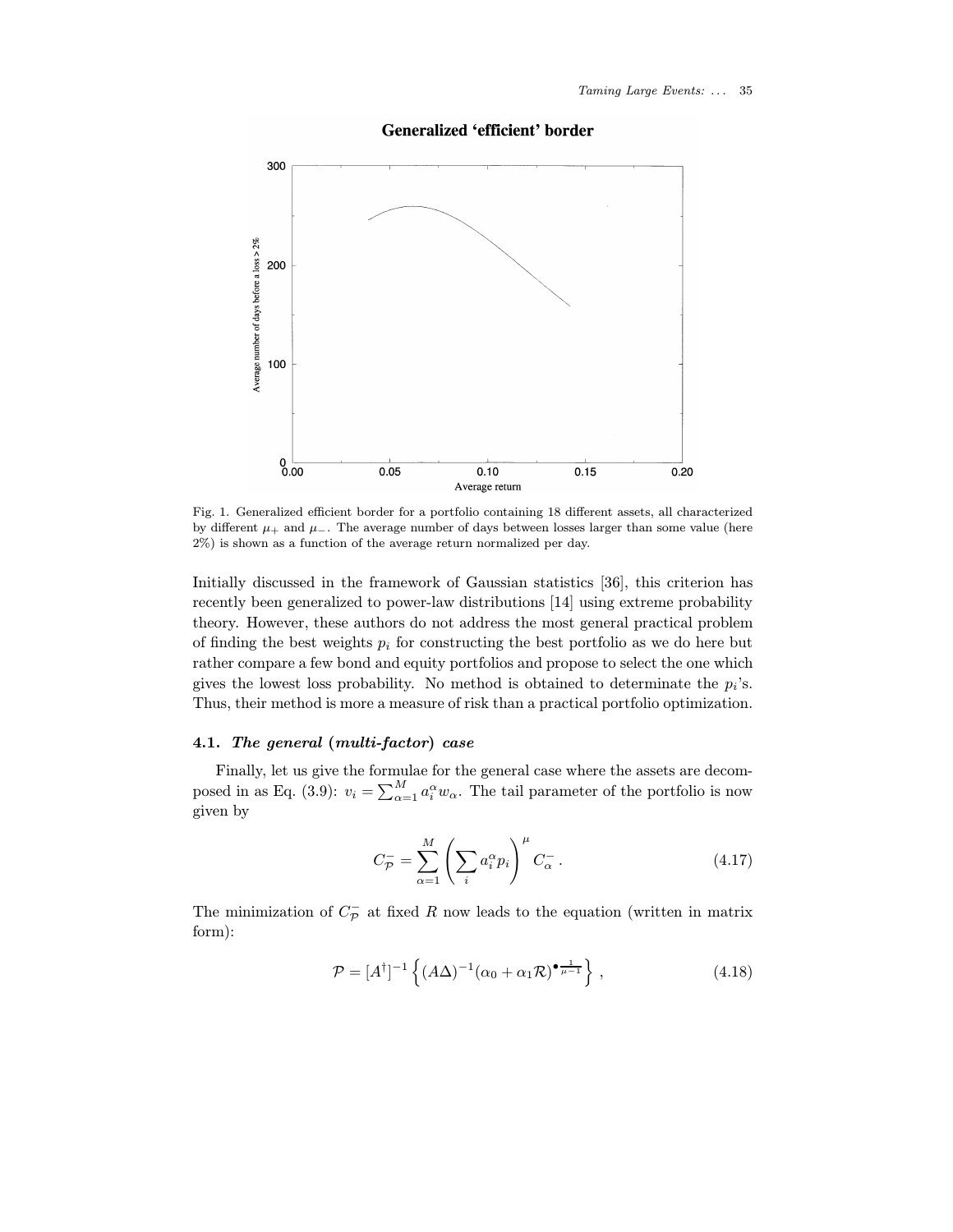Fig. 1. Generalized efficient border for a portfolio containing 18 different assets, all characterized by different $\mu_+$ and $\mu_-$. The average number of days between losses larger than some value (here 2%) is shown as a function of the average return normalized per day.

Initially discussed in the framework of Gaussian statistics [36], this criterion has recently been generalized to power-law distributions [14] using extreme probability theory. However, these authors do not address the most general practical problem of finding the best weights $p_i$ for constructing the best portfolio as we do here but rather compare a few bond and equity portfolios and propose to select the one which gives the lowest loss probability. No method is obtained to determine the $p_i$'s. Thus, their method is more a measure of risk than a practical portfolio optimization.

### 4.1. *The general (multi-factor) case*

Finally, let us give the formulae for the general case where the assets are decomposed in as Eq. (3.9): $v_i = \sum_{\alpha=1}^{M} a_i^\alpha w_\alpha$. The tail parameter of the portfolio is now given by

$$C_{\mathcal{P}}^- = \sum_{\alpha=1}^{M} \left( \sum_i a_i^\alpha p_i \right)^\mu C_\alpha^- . \tag{4.17}$$

The minimization of $C_{\mathcal{P}}^-$ at fixed $R$ now leads to the equation (written in matrix form):

$$\mathcal{P} = [A^\dagger]^{-1} \left\{ (A\Delta)^{-1} (\alpha_0 + \alpha_1 \mathcal{R})^{\bullet \frac{1}{\mu - 1}} \right\} , \tag{4.18}$$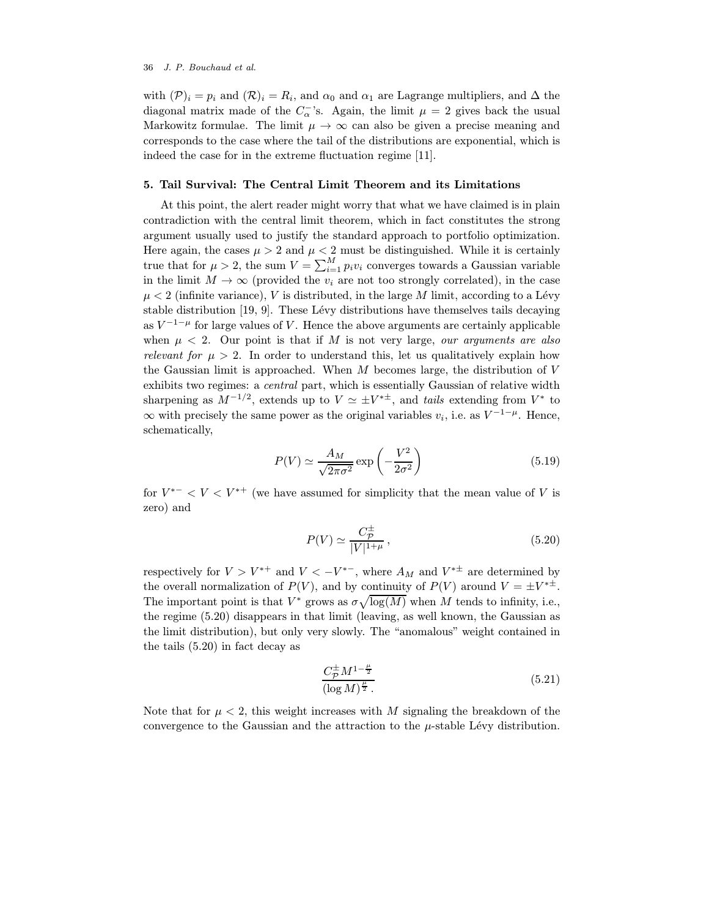with $(\mathcal{P})_i = p_i$ and $(\mathcal{R})_i = R_i$, and $\alpha_0$ and $\alpha_1$ are Lagrange multipliers, and $\Delta$ the diagonal matrix made of the $C_\alpha^-$'s. Again, the limit $\mu = 2$ gives back the usual Markowitz formulae. The limit $\mu \to \infty$ can also be given a precise meaning and corresponds to the case where the tail of the distributions are exponential, which is indeed the case for in the extreme fluctuation regime [11].

## 5. Tail Survival: The Central Limit Theorem and its Limitations

At this point, the alert reader might worry that what we have claimed is in plain contradiction with the central limit theorem, which in fact constitutes the strong argument usually used to justify the standard approach to portfolio optimization. Here again, the cases $\mu > 2$ and $\mu < 2$ must be distinguished. While it is certainly true that for $\mu > 2$, the sum $V = \sum_{i=1}^{M} p_i v_i$ converges towards a Gaussian variable in the limit $M \to \infty$ (provided the $v_i$ are not too strongly correlated), in the case $\mu < 2$ (infinite variance), $V$ is distributed, in the large $M$ limit, according to a Lévy stable distribution [19, 9]. These Lévy distributions have themselves tails decaying as $V^{-1-\mu}$ for large values of $V$. Hence the above arguments are certainly applicable when $\mu < 2$. Our point is that if $M$ is not very large, *our arguments are also relevant for* $\mu > 2$. In order to understand this, let us qualitatively explain how the Gaussian limit is approached. When $M$ becomes large, the distribution of $V$ exhibits two regimes: a *central* part, which is essentially Gaussian of relative width sharpening as $M^{-1/2}$, extends up to $V \simeq \pm V^{*\pm}$, and *tails* extending from $V^*$ to $\infty$ with precisely the same power as the original variables $v_i$, i.e. as $V^{-1-\mu}$. Hence, schematically,

$$P(V) \simeq \frac{A_M}{\sqrt{2\pi\sigma^2}} \exp\left(-\frac{V^2}{2\sigma^2}\right) \tag{5.19}$$

for $V^{*-} < V < V^{*+}$ (we have assumed for simplicity that the mean value of $V$ is zero) and

$$P(V) \simeq \frac{C_{\mathcal{P}}^{\pm}}{|V|^{1+\mu}}\,, \tag{5.20}$$

respectively for $V > V^{*+}$ and $V < -V^{*-}$, where $A_M$ and $V^{*\pm}$ are determined by the overall normalization of $P(V)$, and by continuity of $P(V)$ around $V = \pm V^{*\pm}$. The important point is that $V^*$ grows as $\sigma\sqrt{\log(M)}$ when $M$ tends to infinity, i.e., the regime (5.20) disappears in that limit (leaving, as well known, the Gaussian as the limit distribution), but only very slowly. The "anomalous" weight contained in the tails (5.20) in fact decay as

$$\frac{C_{\mathcal{P}}^{\pm} M^{1-\frac{\mu}{2}}}{(\log M)^{\frac{\mu}{2}}}\,. \tag{5.21}$$

Note that for $\mu < 2$, this weight increases with $M$ signaling the breakdown of the convergence to the Gaussian and the attraction to the $\mu$-stable Lévy distribution.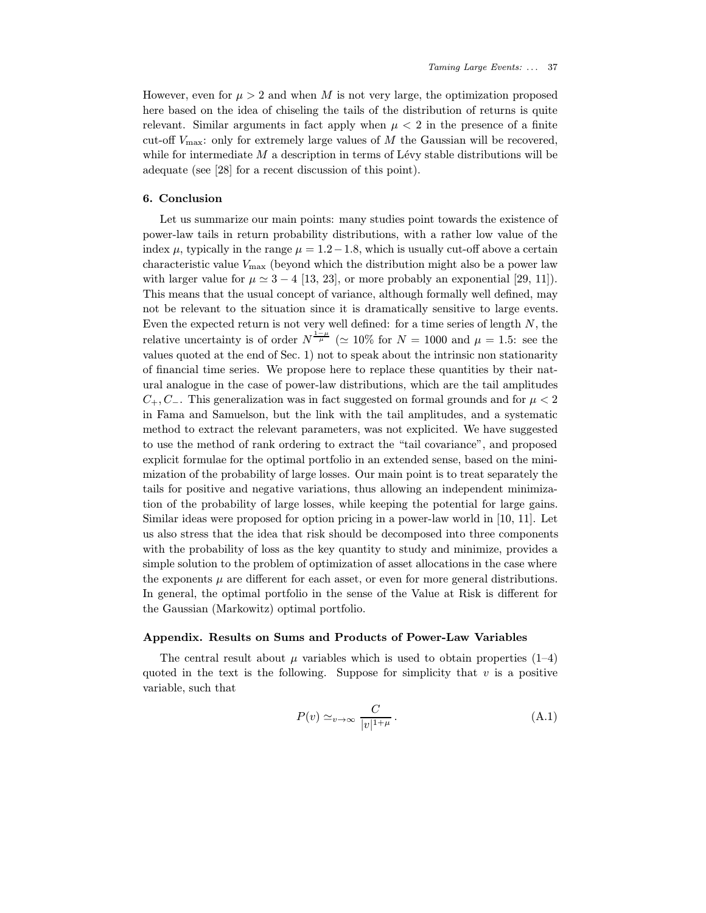However, even for $\mu > 2$ and when $M$ is not very large, the optimization proposed here based on the idea of chiseling the tails of the distribution of returns is quite relevant. Similar arguments in fact apply when $\mu < 2$ in the presence of a finite cut-off $V_{\max}$: only for extremely large values of $M$ the Gaussian will be recovered, while for intermediate $M$ a description in terms of Lévy stable distributions will be adequate (see [28] for a recent discussion of this point).

## 6. Conclusion

Let us summarize our main points: many studies point towards the existence of power-law tails in return probability distributions, with a rather low value of the index $\mu$, typically in the range $\mu = 1.2 - 1.8$, which is usually cut-off above a certain characteristic value $V_{\max}$ (beyond which the distribution might also be a power law with larger value for $\mu \simeq 3 - 4$ [13, 23], or more probably an exponential [29, 11]). This means that the usual concept of variance, although formally well defined, may not be relevant to the situation since it is dramatically sensitive to large events. Even the expected return is not very well defined: for a time series of length $N$, the relative uncertainty is of order $N^{\frac{1-\mu}{\mu}}$ ($\simeq 10\%$ for $N = 1000$ and $\mu = 1.5$: see the values quoted at the end of Sec. 1) not to speak about the intrinsic non stationarity of financial time series. We propose here to replace these quantities by their natural analogue in the case of power-law distributions, which are the tail amplitudes $C_+, C_-$. This generalization was in fact suggested on formal grounds and for $\mu < 2$ in Fama and Samuelson, but the link with the tail amplitudes, and a systematic method to extract the relevant parameters, was not explicit. We have suggested to use the method of rank ordering to extract the "tail covariance", and proposed explicit formulae for the optimal portfolio in an extended sense, based on the minimization of the probability of large losses. Our main point is to treat separately the tails for positive and negative variations, thus allowing an independent minimization of the probability of large losses, while keeping the potential for large gains. Similar ideas were proposed for option pricing in a power-law world in [10, 11]. Let us also stress that the idea that risk should be decomposed into three components with the probability of loss as the key quantity to study and minimize, provides a simple solution to the problem of optimization of asset allocations in the case where the exponents $\mu$ are different for each asset, or even for more general distributions. In general, the optimal portfolio in the sense of the Value at Risk is different for the Gaussian (Markowitz) optimal portfolio.

## Appendix. Results on Sums and Products of Power-Law Variables

The central result about $\mu$ variables which is used to obtain properties (1–4) quoted in the text is the following. Suppose for simplicity that $v$ is a positive variable, such that

$$P(v) \simeq_{v\to\infty} \frac{C}{|v|^{1+\mu}} \, . \tag{A.1}$$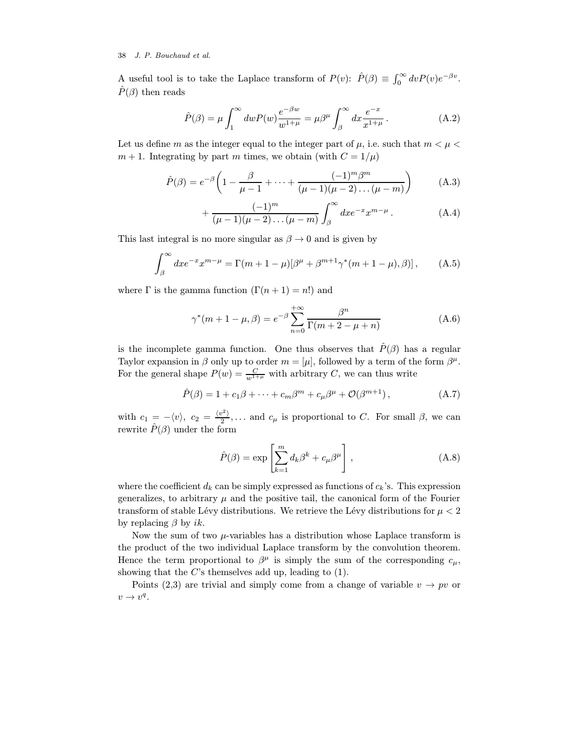A useful tool is to take the Laplace transform of $P(v)$: $\hat{P}(\beta) \equiv \int_0^\infty dv P(v) e^{-\beta v}$. $\hat{P}(\beta)$ then reads

$$\hat{P}(\beta) = \mu \int_1^\infty dw P(w) \frac{e^{-\beta w}}{w^{1+\mu}} = \mu \beta^\mu \int_\beta^\infty dx \frac{e^{-x}}{x^{1+\mu}}\,. \tag{A.2}$$

Let us define $m$ as the integer equal to the integer part of $\mu$, i.e. such that $m < \mu < m+1$. Integrating by part $m$ times, we obtain (with $C = 1/\mu$)

$$\hat{P}(\beta) = e^{-\beta}\left(1 - \frac{\beta}{\mu-1} + \cdots + \frac{(-1)^m \beta^m}{(\mu-1)(\mu-2)\ldots(\mu-m)}\right) \tag{A.3}$$

$$+ \frac{(-1)^m}{(\mu-1)(\mu-2)\ldots(\mu-m)} \int_\beta^\infty dx e^{-x} x^{m-\mu}\,. \tag{A.4}$$

This last integral is no more singular as $\beta \to 0$ and is given by

$$\int_\beta^\infty dx e^{-x} x^{m-\mu} = \Gamma(m+1-\mu)[\beta^\mu + \beta^{m+1}\gamma^*(m+1-\mu),\beta)]\,, \tag{A.5}$$

where $\Gamma$ is the gamma function ($\Gamma(n+1) = n!$) and

$$\gamma^*(m+1-\mu,\beta) = e^{-\beta} \sum_{n=0}^{+\infty} \frac{\beta^n}{\Gamma(m+2-\mu+n)} \tag{A.6}$$

is the incomplete gamma function. One thus observes that $\hat{P}(\beta)$ has a regular Taylor expansion in $\beta$ only up to order $m = [\mu]$, followed by a term of the form $\beta^\mu$. For the general shape $P(w) = \frac{C}{w^{1+\mu}}$ with arbitrary $C$, we can thus write

$$\hat{P}(\beta) = 1 + c_1\beta + \cdots + c_m\beta^m + c_\mu\beta^\mu + \mathcal{O}(\beta^{m+1})\,, \tag{A.7}$$

with $c_1 = -\langle v\rangle$, $c_2 = \frac{\langle v^2\rangle}{2}, \ldots$ and $c_\mu$ is proportional to $C$. For small $\beta$, we can rewrite $\hat{P}(\beta)$ under the form

$$\hat{P}(\beta) = \exp\left[\sum_{k=1}^m d_k\beta^k + c_\mu\beta^\mu\right]\,, \tag{A.8}$$

where the coefficient $d_k$ can be simply expressed as functions of $c_k$'s. This expression generalizes, to arbitrary $\mu$ and the positive tail, the canonical form of the Fourier transform of stable Lévy distributions. We retrieve the Lévy distributions for $\mu < 2$ by replacing $\beta$ by $ik$.

Now the sum of two $\mu$-variables has a distribution whose Laplace transform is the product of the two individual Laplace transform by the convolution theorem. Hence the term proportional to $\beta^\mu$ is simply the sum of the corresponding $c_\mu$, showing that the $C$'s themselves add up, leading to (1).

Points (2,3) are trivial and simply come from a change of variable $v \to pv$ or $v \to v^q$.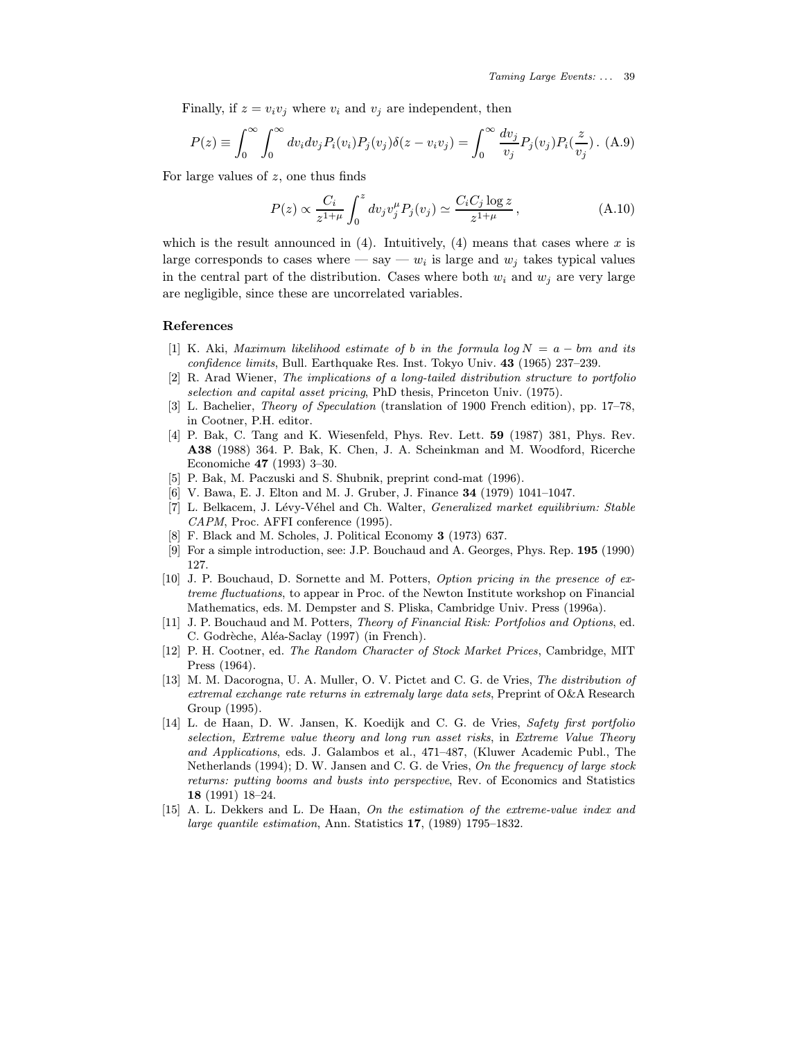Finally, if $z = v_i v_j$ where $v_i$ and $v_j$ are independent, then

$$P(z) \equiv \int_0^\infty \int_0^\infty dv_i dv_j P_i(v_i) P_j(v_j) \delta(z - v_i v_j) = \int_0^\infty \frac{dv_j}{v_j} P_j(v_j) P_i(\frac{z}{v_j})\,. \quad \text{(A.9)}$$

For large values of $z$, one thus finds

$$P(z) \propto \frac{C_i}{z^{1+\mu}} \int_0^z dv_j v_j^\mu P_j(v_j) \simeq \frac{C_i C_j \log z}{z^{1+\mu}}\,, \quad \text{(A.10)}$$

which is the result announced in (4). Intuitively, (4) means that cases where $x$ is large corresponds to cases where — say — $w_i$ is large and $w_j$ takes typical values in the central part of the distribution. Cases where both $w_i$ and $w_j$ are very large are negligible, since these are uncorrelated variables.

## References

[1] K. Aki, *Maximum likelihood estimate of b in the formula $\log N = a - bm$ and its confidence limits*, Bull. Earthquake Res. Inst. Tokyo Univ. **43** (1965) 237–239.

[2] R. Arad Wiener, *The implications of a long-tailed distribution structure to portfolio selection and capital asset pricing*, PhD thesis, Princeton Univ. (1975).

[3] L. Bachelier, *Theory of Speculation* (translation of 1900 French edition), pp. 17–78, in Cootner, P.H. editor.

[4] P. Bak, C. Tang and K. Wiesenfeld, Phys. Rev. Lett. **59** (1987) 381, Phys. Rev. **A38** (1988) 364. P. Bak, K. Chen, J. A. Scheinkman and M. Woodford, Ricerche Economiche **47** (1993) 3–30.

[5] P. Bak, M. Paczuski and S. Shubnik, preprint cond-mat (1996).

[6] V. Bawa, E. J. Elton and M. J. Gruber, J. Finance **34** (1979) 1041–1047.

[7] L. Belkacem, J. Lévy-Véhel and Ch. Walter, *Generalized market equilibrium: Stable CAPM*, Proc. AFFI conference (1995).

[8] F. Black and M. Scholes, J. Political Economy **3** (1973) 637.

[9] For a simple introduction, see: J.P. Bouchaud and A. Georges, Phys. Rep. **195** (1990) 127.

[10] J. P. Bouchaud, D. Sornette and M. Potters, *Option pricing in the presence of extreme fluctuations*, to appear in Proc. of the Newton Institute workshop on Financial Mathematics, eds. M. Dempster and S. Pliska, Cambridge Univ. Press (1996a).

[11] J. P. Bouchaud and M. Potters, *Theory of Financial Risk: Portfolios and Options*, ed. C. Godrèche, Aléa-Saclay (1997) (in French).

[12] P. H. Cootner, ed. *The Random Character of Stock Market Prices*, Cambridge, MIT Press (1964).

[13] M. M. Dacorogna, U. A. Muller, O. V. Pictet and C. G. de Vries, *The distribution of extremal exchange rate returns in extremaly large data sets*, Preprint of O&A Research Group (1995).

[14] L. de Haan, D. W. Jansen, K. Koedijk and C. G. de Vries, *Safety first portfolio selection, Extreme value theory and long run asset risks*, in *Extreme Value Theory and Applications*, eds. J. Galambos et al., 471–487, (Kluwer Academic Publ., The Netherlands (1994); D. W. Jansen and C. G. de Vries, *On the frequency of large stock returns: putting booms and busts into perspective*, Rev. of Economics and Statistics **18** (1991) 18–24.

[15] A. L. Dekkers and L. De Haan, *On the estimation of the extreme-value index and large quantile estimation*, Ann. Statistics **17**, (1989) 1795–1832.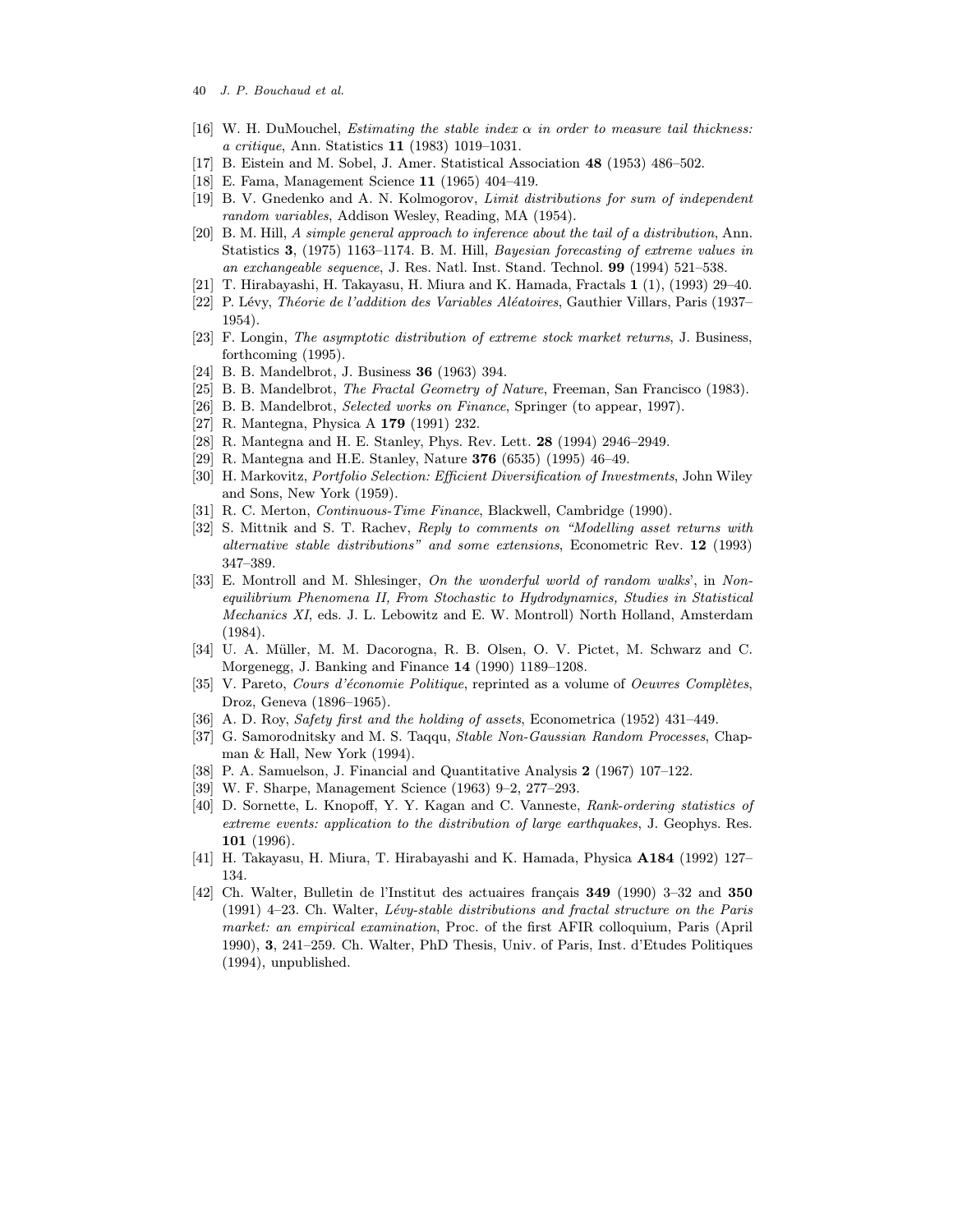[16] W. H. DuMouchel, *Estimating the stable index $\alpha$ in order to measure tail thickness: a critique*, Ann. Statistics **11** (1983) 1019–1031.

[17] B. Eistein and M. Sobel, J. Amer. Statistical Association **48** (1953) 486–502.

[18] E. Fama, Management Science **11** (1965) 404–419.

[19] B. V. Gnedenko and A. N. Kolmogorov, *Limit distributions for sum of independent random variables*, Addison Wesley, Reading, MA (1954).

[20] B. M. Hill, *A simple general approach to inference about the tail of a distribution*, Ann. Statistics **3**, (1975) 1163–1174. B. M. Hill, *Bayesian forecasting of extreme values in an exchangeable sequence*, J. Res. Natl. Inst. Stand. Technol. **99** (1994) 521–538.

[21] T. Hirabayashi, H. Takayasu, H. Miura and K. Hamada, Fractals **1** (1), (1993) 29–40.

[22] P. Lévy, *Théorie de l'addition des Variables Aléatoires*, Gauthier Villars, Paris (1937–1954).

[23] F. Longin, *The asymptotic distribution of extreme stock market returns*, J. Business, forthcoming (1995).

[24] B. B. Mandelbrot, J. Business **36** (1963) 394.

[25] B. B. Mandelbrot, *The Fractal Geometry of Nature*, Freeman, San Francisco (1983).

[26] B. B. Mandelbrot, *Selected works on Finance*, Springer (to appear, 1997).

[27] R. Mantegna, Physica A **179** (1991) 232.

[28] R. Mantegna and H. E. Stanley, Phys. Rev. Lett. **28** (1994) 2946–2949.

[29] R. Mantegna and H.E. Stanley, Nature **376** (6535) (1995) 46–49.

[30] H. Markovitz, *Portfolio Selection: Efficient Diversification of Investments*, John Wiley and Sons, New York (1959).

[31] R. C. Merton, *Continuous-Time Finance*, Blackwell, Cambridge (1990).

[32] S. Mittnik and S. T. Rachev, *Reply to comments on "Modelling asset returns with alternative stable distributions" and some extensions*, Econometric Rev. **12** (1993) 347–389.

[33] E. Montroll and M. Shlesinger, *On the wonderful world of random walks*', in *Non-equilibrium Phenomena II, From Stochastic to Hydrodynamics, Studies in Statistical Mechanics XI*, eds. J. L. Lebowitz and E. W. Montroll) North Holland, Amsterdam (1984).

[34] U. A. Müller, M. M. Dacorogna, R. B. Olsen, O. V. Pictet, M. Schwarz and C. Morgenegg, J. Banking and Finance **14** (1990) 1189–1208.

[35] V. Pareto, *Cours d'économie Politique*, reprinted as a volume of *Oeuvres Complètes*, Droz, Geneva (1896–1965).

[36] A. D. Roy, *Safety first and the holding of assets*, Econometrica (1952) 431–449.

[37] G. Samorodnitsky and M. S. Taqqu, *Stable Non-Gaussian Random Processes*, Chapman & Hall, New York (1994).

[38] P. A. Samuelson, J. Financial and Quantitative Analysis **2** (1967) 107–122.

[39] W. F. Sharpe, Management Science (1963) 9–2, 277–293.

[40] D. Sornette, L. Knopoff, Y. Y. Kagan and C. Vanneste, *Rank-ordering statistics of extreme events: application to the distribution of large earthquakes*, J. Geophys. Res. **101** (1996).

[41] H. Takayasu, H. Miura, T. Hirabayashi and K. Hamada, Physica **A184** (1992) 127–134.

[42] Ch. Walter, Bulletin de l'Institut des actuaires français **349** (1990) 3–32 and **350** (1991) 4–23. Ch. Walter, *Lévy-stable distributions and fractal structure on the Paris market: an empirical examination*, Proc. of the first AFIR colloquium, Paris (April 1990), **3**, 241–259. Ch. Walter, PhD Thesis, Univ. of Paris, Inst. d'Etudes Politiques (1994), unpublished.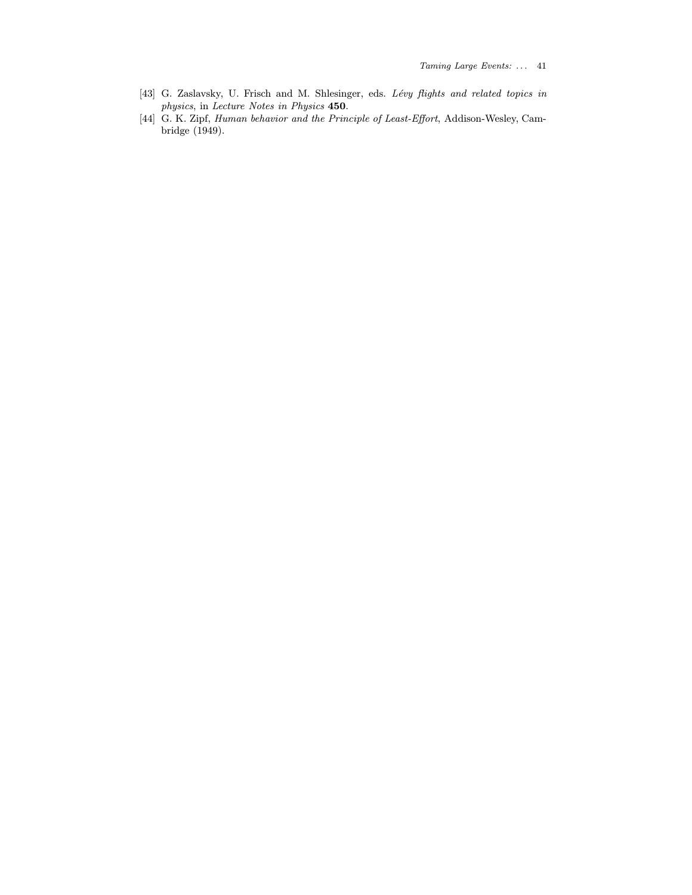[43] G. Zaslavsky, U. Frisch and M. Shlesinger, eds. *Lévy flights and related topics in physics*, in *Lecture Notes in Physics* **450**.

[44] G. K. Zipf, *Human behavior and the Principle of Least-Effort*, Addison-Wesley, Cambridge (1949).